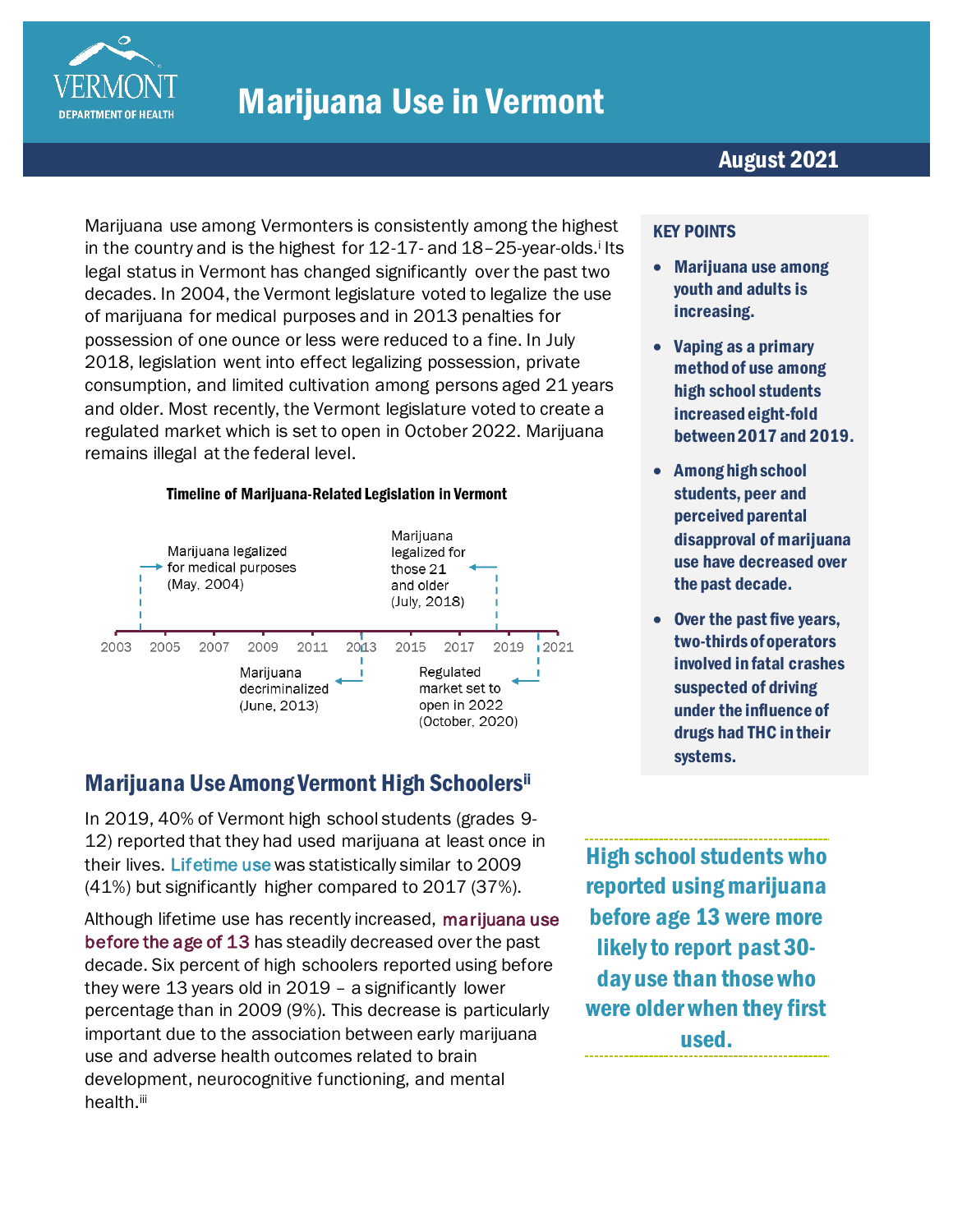# Marijuana Use in Vermont

August 2021

Marijuana use among Vermonters is consistently among the highest in the country and is the highest for 12-17- and 18–25-year-olds.[i] Its legal status in Vermont has changed significantly over the past two decades. In 2004, the Vermont legislature voted to legalize the use of marijuana for medical purposes and in 2013 penalties for possession of one ounce or less were reduced to a fine. In July 2018, legislation went into effect legalizing possession, private consumption, and limited cultivation among persons aged 21 years and older. Most recently, the Vermont legislature voted to create a regulated market which is set to open in October 2022. Marijuana remains illegal at the federal level.

**Timeline of Marijuana-Related Legislation in Vermont**

- Marijuana legalized for medical purposes (May, 2004)
- Marijuana decriminalized (June, 2013)
- Marijuana legalized for those 21 and older (July, 2018)
- Regulated market set to open in 2022 (October, 2020)

**KEY POINTS**

- **Marijuana use among youth and adults is increasing.**
- **Vaping as a primary method of use among high school students increased eight-fold between 2017 and 2019.**
- **Among high school students, peer and perceived parental disapproval of marijuana use have decreased over the past decade.**
- **Over the past five years, two-thirds of operators involved in fatal crashes suspected of driving under the influence of drugs had THC in their systems.**

## Marijuana Use Among Vermont High Schoolers[ii]

In 2019, 40% of Vermont high school students (grades 9-12) reported that they had used marijuana at least once in their lives. Lifetime use was statistically similar to 2009 (41%) but significantly higher compared to 2017 (37%).

Although lifetime use has recently increased, marijuana use before the age of 13 has steadily decreased over the past decade. Six percent of high schoolers reported using before they were 13 years old in 2019 – a significantly lower percentage than in 2009 (9%). This decrease is particularly important due to the association between early marijuana use and adverse health outcomes related to brain development, neurocognitive functioning, and mental health.[iii]

**High school students who reported using marijuana before age 13 were more likely to report past 30-day use than those who were older when they first used.**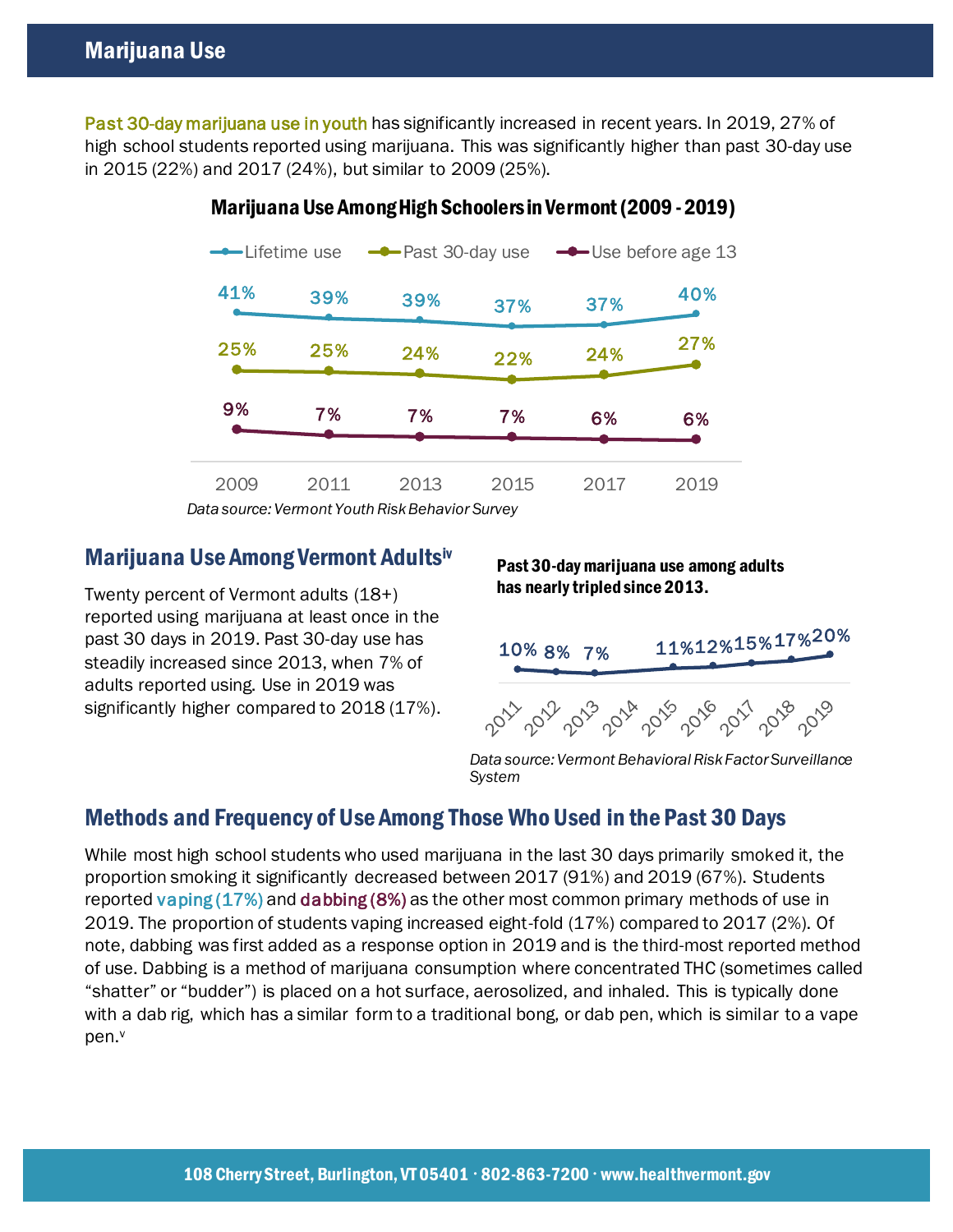## Marijuana Use

Past 30-day marijuana use in youth has significantly increased in recent years. In 2019, 27% of high school students reported using marijuana. This was significantly higher than past 30-day use in 2015 (22%) and 2017 (24%), but similar to 2009 (25%).

**Marijuana Use Among High Schoolers in Vermont (2009 - 2019)**

| | 2009 | 2011 | 2013 | 2015 | 2017 | 2019 |
|---|---|---|---|---|---|---|
| Lifetime use | 41% | 39% | 39% | 37% | 37% | 40% |
| Past 30-day use | 25% | 25% | 24% | 22% | 24% | 27% |
| Use before age 13 | 9% | 7% | 7% | 7% | 6% | 6% |

*Data source: Vermont Youth Risk Behavior Survey*

### Marijuana Use Among Vermont Adults[iv]

Twenty percent of Vermont adults (18+) reported using marijuana at least once in the past 30 days in 2019. Past 30-day use has steadily increased since 2013, when 7% of adults reported using. Use in 2019 was significantly higher compared to 2018 (17%).

**Past 30-day marijuana use among adults has nearly tripled since 2013.**

| 2011 | 2012 | 2013 | 2014 | 2015 | 2016 | 2017 | 2018 | 2019 |
|---|---|---|---|---|---|---|---|---|
| 10% | 8% | 7% | | 11% | 12% | 15% | 17% | 20% |

*Data source: Vermont Behavioral Risk Factor Surveillance System*

### Methods and Frequency of Use Among Those Who Used in the Past 30 Days

While most high school students who used marijuana in the last 30 days primarily smoked it, the proportion smoking it significantly decreased between 2017 (91%) and 2019 (67%). Students reported vaping (17%) and dabbing (8%) as the other most common primary methods of use in 2019. The proportion of students vaping increased eight-fold (17%) compared to 2017 (2%). Of note, dabbing was first added as a response option in 2019 and is the third-most reported method of use. Dabbing is a method of marijuana consumption where concentrated THC (sometimes called "shatter" or "budder") is placed on a hot surface, aerosolized, and inhaled. This is typically done with a dab rig, which has a similar form to a traditional bong, or dab pen, which is similar to a vape pen.[v]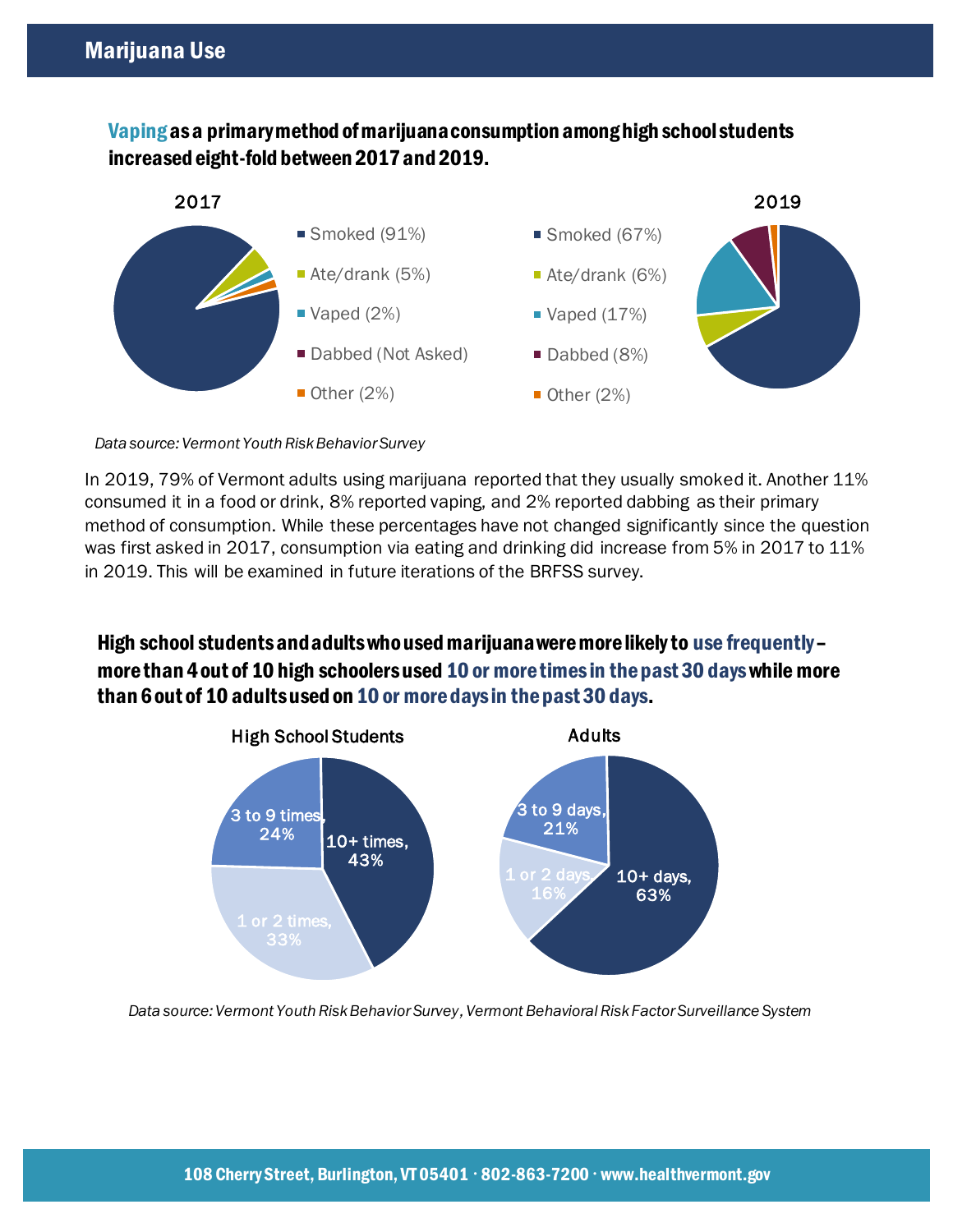## Marijuana Use

**Vaping as a primary method of marijuana consumption among high school students increased eight-fold between 2017 and 2019.**

2017

- Smoked (91%)
- Ate/drank (5%)
- Vaped (2%)
- Dabbed (Not Asked)
- Other (2%)

2019

- Smoked (67%)
- Ate/drank (6%)
- Vaped (17%)
- Dabbed (8%)
- Other (2%)

*Data source: Vermont Youth Risk Behavior Survey*

In 2019, 79% of Vermont adults using marijuana reported that they usually smoked it. Another 11% consumed it in a food or drink, 8% reported vaping, and 2% reported dabbing as their primary method of consumption. While these percentages have not changed significantly since the question was first asked in 2017, consumption via eating and drinking did increase from 5% in 2017 to 11% in 2019. This will be examined in future iterations of the BRFSS survey.

**High school students and adults who used marijuana were more likely to use frequently – more than 4 out of 10 high schoolers used 10 or more times in the past 30 days while more than 6 out of 10 adults used on 10 or more days in the past 30 days.**

High School Students

- 10+ times, 43%
- 3 to 9 times, 24%
- 1 or 2 times, 33%

Adults

- 10+ days, 63%
- 3 to 9 days, 21%
- 1 or 2 days, 16%

*Data source: Vermont Youth Risk Behavior Survey, Vermont Behavioral Risk Factor Surveillance System*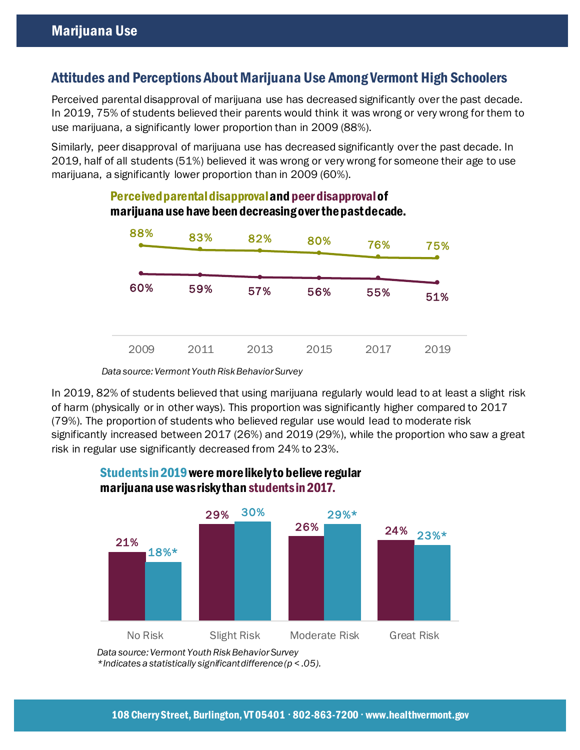## Marijuana Use

### Attitudes and Perceptions About Marijuana Use Among Vermont High Schoolers

Perceived parental disapproval of marijuana use has decreased significantly over the past decade. In 2019, 75% of students believed their parents would think it was wrong or very wrong for them to use marijuana, a significantly lower proportion than in 2009 (88%).

Similarly, peer disapproval of marijuana use has decreased significantly over the past decade. In 2019, half of all students (51%) believed it was wrong or very wrong for someone their age to use marijuana, a significantly lower proportion than in 2009 (60%).

**Perceived parental disapproval and peer disapproval of marijuana use have been decreasing over the past decade.**

| | 2009 | 2011 | 2013 | 2015 | 2017 | 2019 |
|---|---|---|---|---|---|---|
| Perceived parental disapproval | 88% | 83% | 82% | 80% | 76% | 75% |
| Peer disapproval | 60% | 59% | 57% | 56% | 55% | 51% |

*Data source: Vermont Youth Risk Behavior Survey*

In 2019, 82% of students believed that using marijuana regularly would lead to at least a slight risk of harm (physically or in other ways). This proportion was significantly higher compared to 2017 (79%). The proportion of students who believed regular use would lead to moderate risk significantly increased between 2017 (26%) and 2019 (29%), while the proportion who saw a great risk in regular use significantly decreased from 24% to 23%.

**Students in 2019 were more likely to believe regular marijuana use was risky than students in 2017.**

| | No Risk | Slight Risk | Moderate Risk | Great Risk |
|---|---|---|---|---|
| Students in 2017 | 21% | 29% | 26% | 24% |
| Students in 2019 | 18%* | 30% | 29%* | 23%* |

*Data source: Vermont Youth Risk Behavior Survey*
*\*Indicates a statistically significant difference ($p < .05$).*

108 Cherry Street, Burlington, VT 05401 · 802-863-7200 · www.healthvermont.gov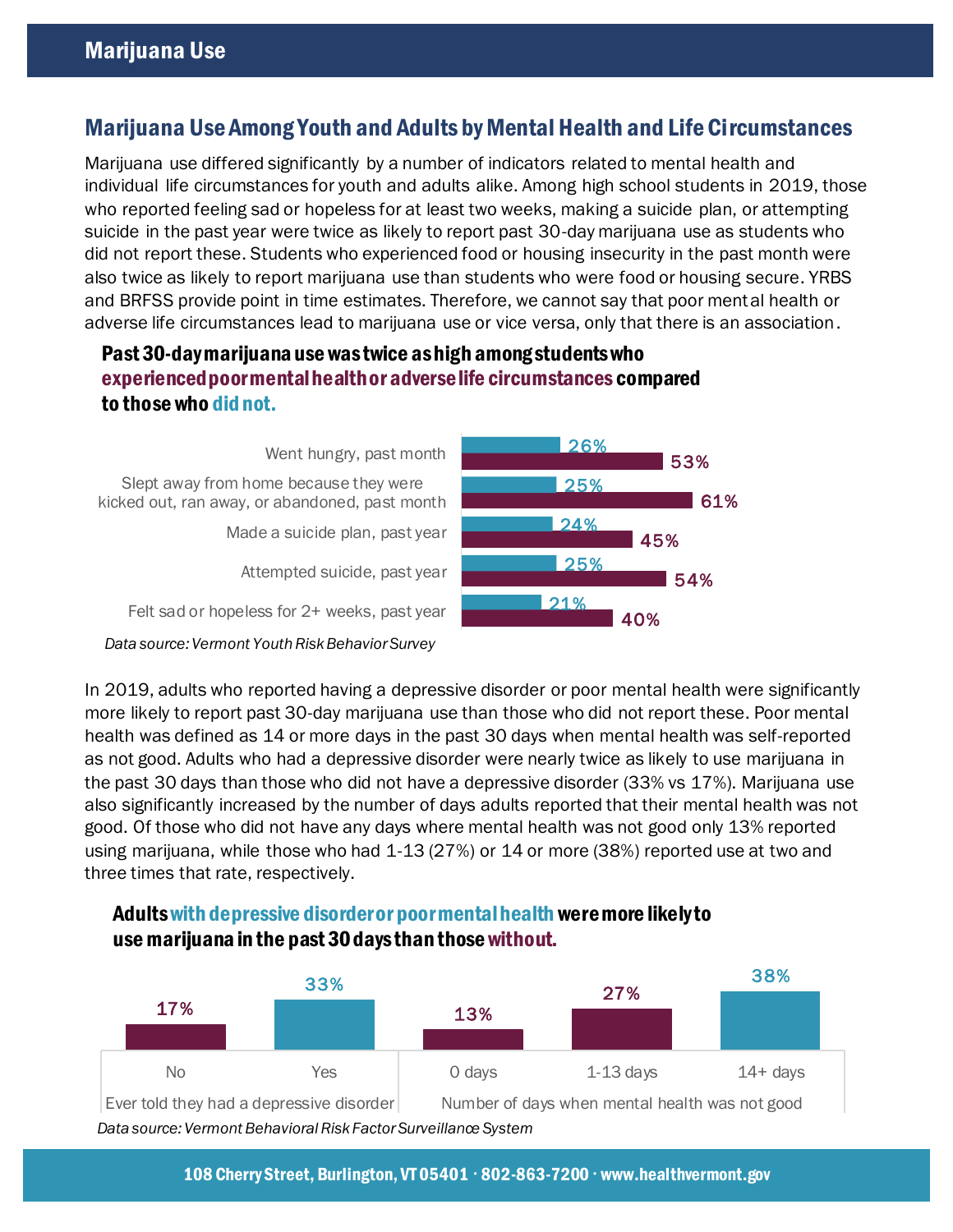# Marijuana Use

## Marijuana Use Among Youth and Adults by Mental Health and Life Circumstances

Marijuana use differed significantly by a number of indicators related to mental health and individual life circumstances for youth and adults alike. Among high school students in 2019, those who reported feeling sad or hopeless for at least two weeks, making a suicide plan, or attempting suicide in the past year were twice as likely to report past 30-day marijuana use as students who did not report these. Students who experienced food or housing insecurity in the past month were also twice as likely to report marijuana use than students who were food or housing secure. YRBS and BRFSS provide point in time estimates. Therefore, we cannot say that poor mental health or adverse life circumstances lead to marijuana use or vice versa, only that there is an association.

**Past 30-day marijuana use was twice as high among students who experienced poor mental health or adverse life circumstances compared to those who did not.**

| | Did not | Experienced |
|---|---|---|
| Went hungry, past month | 26% | 53% |
| Slept away from home because they were kicked out, ran away, or abandoned, past month | 25% | 61% |
| Made a suicide plan, past year | 24% | 45% |
| Attempted suicide, past year | 25% | 54% |
| Felt sad or hopeless for 2+ weeks, past year | 21% | 40% |

*Data source: Vermont Youth Risk Behavior Survey*

In 2019, adults who reported having a depressive disorder or poor mental health were significantly more likely to report past 30-day marijuana use than those who did not report these. Poor mental health was defined as 14 or more days in the past 30 days when mental health was self-reported as not good. Adults who had a depressive disorder were nearly twice as likely to use marijuana in the past 30 days than those who did not have a depressive disorder (33% vs 17%). Marijuana use also significantly increased by the number of days adults reported that their mental health was not good. Of those who did not have any days where mental health was not good only 13% reported using marijuana, while those who had 1-13 (27%) or 14 or more (38%) reported use at two and three times that rate, respectively.

**Adults with depressive disorder or poor mental health were more likely to use marijuana in the past 30 days than those without.**

| Ever told they had a depressive disorder | | Number of days when mental health was not good | | |
|---|---|---|---|---|
| No | Yes | 0 days | 1-13 days | 14+ days |
| 17% | 33% | 13% | 27% | 38% |

*Data source: Vermont Behavioral Risk Factor Surveillance System*

108 Cherry Street, Burlington, VT 05401 · 802-863-7200 · www.healthvermont.gov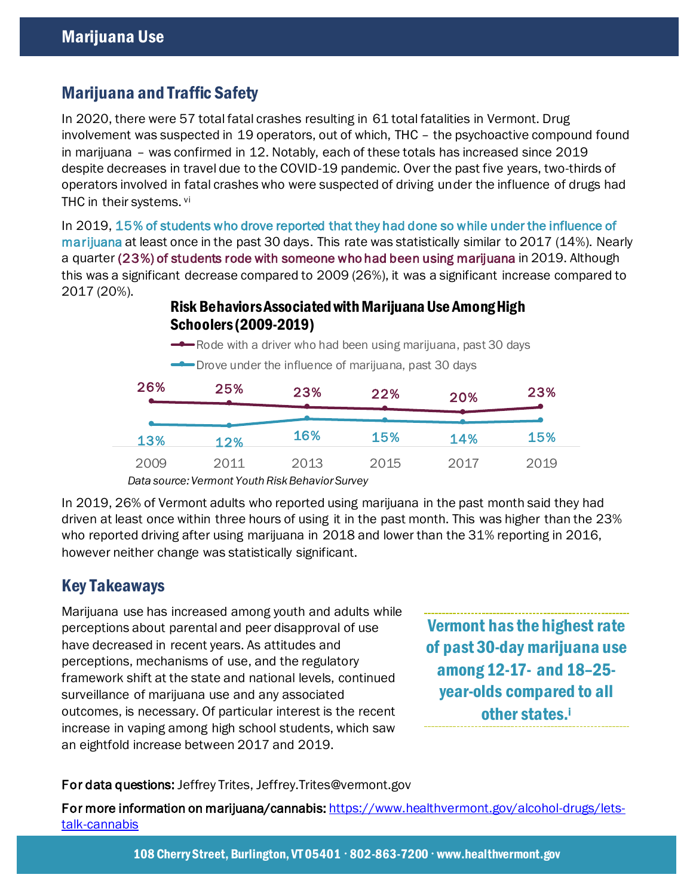# Marijuana Use

## Marijuana and Traffic Safety

In 2020, there were 57 total fatal crashes resulting in 61 total fatalities in Vermont. Drug involvement was suspected in 19 operators, out of which, THC – the psychoactive compound found in marijuana – was confirmed in 12. Notably, each of these totals has increased since 2019 despite decreases in travel due to the COVID-19 pandemic. Over the past five years, two-thirds of operators involved in fatal crashes who were suspected of driving under the influence of drugs had THC in their systems. [vi]

In 2019, 15% of students who drove reported that they had done so while under the influence of marijuana at least once in the past 30 days. This rate was statistically similar to 2017 (14%). Nearly a quarter (23%) of students rode with someone who had been using marijuana in 2019. Although this was a significant decrease compared to 2009 (26%), it was a significant increase compared to 2017 (20%).

**Risk Behaviors Associated with Marijuana Use Among High Schoolers (2009-2019)**

| | 2009 | 2011 | 2013 | 2015 | 2017 | 2019 |
|---|---|---|---|---|---|---|
| Rode with a driver who had been using marijuana, past 30 days | 26% | 25% | 23% | 22% | 20% | 23% |
| Drove under the influence of marijuana, past 30 days | 13% | 12% | 16% | 15% | 14% | 15% |

*Data source: Vermont Youth Risk Behavior Survey*

In 2019, 26% of Vermont adults who reported using marijuana in the past month said they had driven at least once within three hours of using it in the past month. This was higher than the 23% who reported driving after using marijuana in 2018 and lower than the 31% reporting in 2016, however neither change was statistically significant.

## Key Takeaways

Marijuana use has increased among youth and adults while perceptions about parental and peer disapproval of use have decreased in recent years. As attitudes and perceptions, mechanisms of use, and the regulatory framework shift at the state and national levels, continued surveillance of marijuana use and any associated outcomes, is necessary. Of particular interest is the recent increase in vaping among high school students, which saw an eightfold increase between 2017 and 2019.

**Vermont has the highest rate of past 30-day marijuana use among 12-17- and 18–25-year-olds compared to all other states.[i]**

**For data questions:** Jeffrey Trites, Jeffrey.Trites@vermont.gov

**For more information on marijuana/cannabis:** https://www.healthvermont.gov/alcohol-drugs/lets-talk-cannabis

108 Cherry Street, Burlington, VT 05401 · 802-863-7200 · www.healthvermont.gov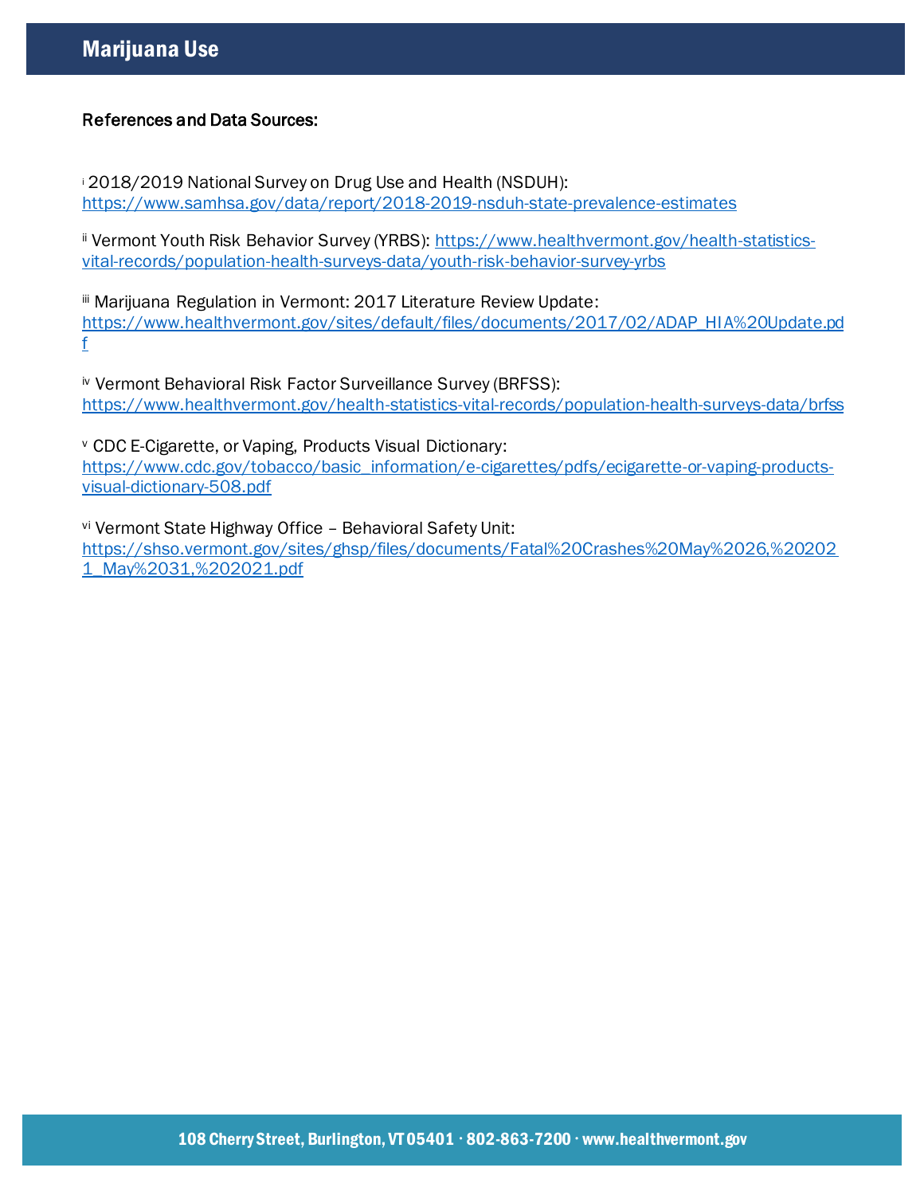## Marijuana Use

**References and Data Sources:**

[i] 2018/2019 National Survey on Drug Use and Health (NSDUH): https://www.samhsa.gov/data/report/2018-2019-nsduh-state-prevalence-estimates

[ii] Vermont Youth Risk Behavior Survey (YRBS): https://www.healthvermont.gov/health-statistics-vital-records/population-health-surveys-data/youth-risk-behavior-survey-yrbs

[iii] Marijuana Regulation in Vermont: 2017 Literature Review Update: https://www.healthvermont.gov/sites/default/files/documents/2017/02/ADAP_HIA%20Update.pdf

[iv] Vermont Behavioral Risk Factor Surveillance Survey (BRFSS): https://www.healthvermont.gov/health-statistics-vital-records/population-health-surveys-data/brfss

[v] CDC E-Cigarette, or Vaping, Products Visual Dictionary: https://www.cdc.gov/tobacco/basic_information/e-cigarettes/pdfs/ecigarette-or-vaping-products-visual-dictionary-508.pdf

[vi] Vermont State Highway Office – Behavioral Safety Unit: https://shso.vermont.gov/sites/ghsp/files/documents/Fatal%20Crashes%20May%2026,%202021_May%2031,%202021.pdf

108 Cherry Street, Burlington, VT 05401 · 802-863-7200 · www.healthvermont.gov